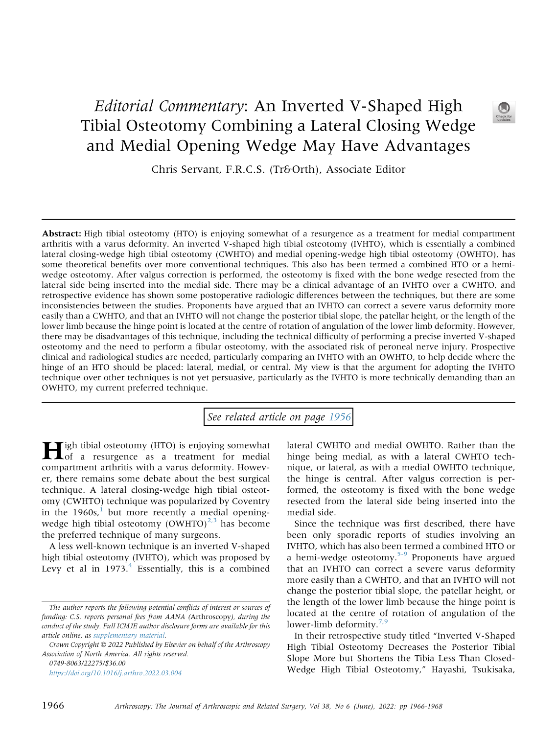# *Editorial Commentary*: An Inverted V-Shaped High Tibial Osteotomy Combining a Lateral Closing Wedge and Medial Opening Wedge May Have Advantages

Chris Servant, F.R.C.S. (Tr&Orth), Associate Editor

**Abstract:** High tibial osteotomy (HTO) is enjoying somewhat of a resurgence as a treatment for medial compartment arthritis with a varus deformity. An inverted V-shaped high tibial osteotomy (IVHTO), which is essentially a combined lateral closing-wedge high tibial osteotomy (CWHTO) and medial opening-wedge high tibial osteotomy (OWHTO), has some theoretical benefits over more conventional techniques. This also has been termed a combined HTO or a hemi-wedge osteotomy. After valgus correction is performed, the osteotomy is fixed with the bone wedge resected from the lateral side being inserted into the medial side. There may be a clinical advantage of an IVHTO over a CWHTO, and retrospective evidence has shown some postoperative radiologic differences between the techniques, but there are some inconsistencies between the studies. Proponents have argued that an IVHTO can correct a severe varus deformity more easily than a CWHTO, and that an IVHTO will not change the posterior tibial slope, the patellar height, or the length of the lower limb because the hinge point is located at the centre of rotation of angulation of the lower limb deformity. However, there may be disadvantages of this technique, including the technical difficulty of performing a precise inverted V-shaped osteotomy and the need to perform a fibular osteotomy, with the associated risk of peroneal nerve injury. Prospective clinical and radiological studies are needed, particularly comparing an IVHTO with an OWHTO, to help decide where the hinge of an HTO should be placed: lateral, medial, or central. My view is that the argument for adopting the IVHTO technique over other techniques is not yet persuasive, particularly as the IVHTO is more technically demanding than an OWHTO, my current preferred technique.

*See related article on page 1956*

High tibial osteotomy (HTO) is enjoying somewhat of a resurgence as a treatment for medial compartment arthritis with a varus deformity. However, there remains some debate about the best surgical technique. A lateral closing-wedge high tibial osteotomy (CWHTO) technique was popularized by Coventry in the 1960s,[1] but more recently a medial opening-wedge high tibial osteotomy (OWHTO)[2,3] has become the preferred technique of many surgeons.

A less well-known technique is an inverted V-shaped high tibial osteotomy (IVHTO), which was proposed by Levy et al in 1973.[4] Essentially, this is a combined lateral CWHTO and medial OWHTO. Rather than the hinge being medial, as with a lateral CWHTO technique, or lateral, as with a medial OWHTO technique, the hinge is central. After valgus correction is performed, the osteotomy is fixed with the bone wedge resected from the lateral side being inserted into the medial side.

Since the technique was first described, there have been only sporadic reports of studies involving an IVHTO, which has also been termed a combined HTO or a hemi-wedge osteotomy.[5-9] Proponents have argued that an IVHTO can correct a severe varus deformity more easily than a CWHTO, and that an IVHTO will not change the posterior tibial slope, the patellar height, or the length of the lower limb because the hinge point is located at the centre of rotation of angulation of the lower-limb deformity.[7,9]

In their retrospective study titled "Inverted V-Shaped High Tibial Osteotomy Decreases the Posterior Tibial Slope More but Shortens the Tibia Less Than Closed-Wedge High Tibial Osteotomy," Hayashi, Tsukisaka,

*The author reports the following potential conflicts of interest or sources of funding: C.S. reports personal fees from AANA (Arthroscopy), during the conduct of the study. Full ICMJE author disclosure forms are available for this article online, as supplementary material.*

*Crown Copyright © 2022 Published by Elsevier on behalf of the Arthroscopy Association of North America. All rights reserved.*

0749-8063/22275/$36.00

https://doi.org/10.1016/j.arthro.2022.03.004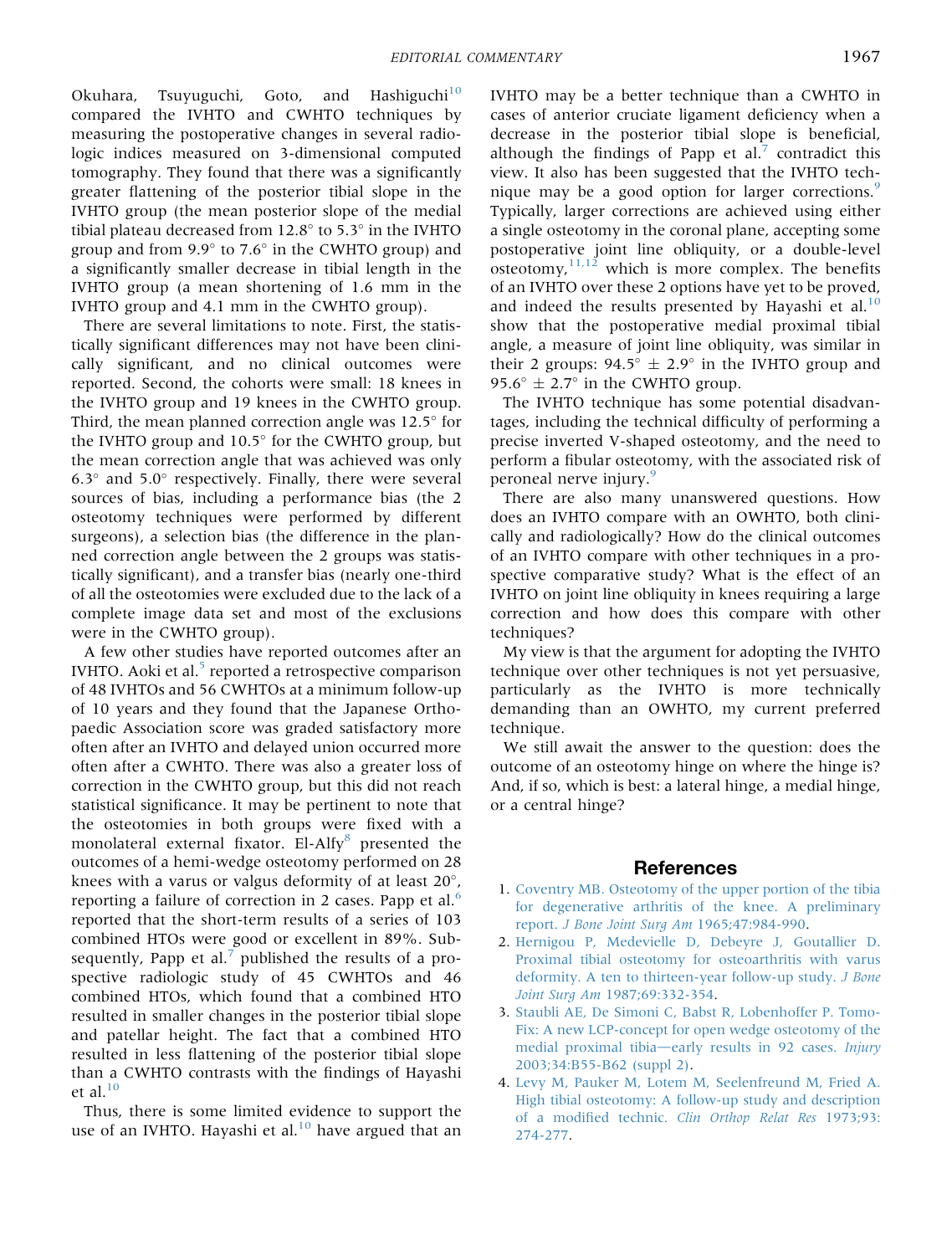Okuhara, Tsuyuguchi, Goto, and Hashiguchi[10] compared the IVHTO and CWHTO techniques by measuring the postoperative changes in several radiologic indices measured on 3-dimensional computed tomography. They found that there was a significantly greater flattening of the posterior tibial slope in the IVHTO group (the mean posterior slope of the medial tibial plateau decreased from 12.8° to 5.3° in the IVHTO group and from 9.9° to 7.6° in the CWHTO group) and a significantly smaller decrease in tibial length in the IVHTO group (a mean shortening of 1.6 mm in the IVHTO group and 4.1 mm in the CWHTO group).

There are several limitations to note. First, the statistically significant differences may not have been clinically significant, and no clinical outcomes were reported. Second, the cohorts were small: 18 knees in the IVHTO group and 19 knees in the CWHTO group. Third, the mean planned correction angle was 12.5° for the IVHTO group and 10.5° for the CWHTO group, but the mean correction angle that was achieved was only 6.3° and 5.0° respectively. Finally, there were several sources of bias, including a performance bias (the 2 osteotomy techniques were performed by different surgeons), a selection bias (the difference in the planned correction angle between the 2 groups was statistically significant), and a transfer bias (nearly one-third of all the osteotomies were excluded due to the lack of a complete image data set and most of the exclusions were in the CWHTO group).

A few other studies have reported outcomes after an IVHTO. Aoki et al.[5] reported a retrospective comparison of 48 IVHTOs and 56 CWHTOs at a minimum follow-up of 10 years and they found that the Japanese Orthopaedic Association score was graded satisfactory more often after an IVHTO and delayed union occurred more often after a CWHTO. There was also a greater loss of correction in the CWHTO group, but this did not reach statistical significance. It may be pertinent to note that the osteotomies in both groups were fixed with a monolateral external fixator. El-Alfy[8] presented the outcomes of a hemi-wedge osteotomy performed on 28 knees with a varus or valgus deformity of at least 20°, reporting a failure of correction in 2 cases. Papp et al.[6] reported that the short-term results of a series of 103 combined HTOs were good or excellent in 89%. Subsequently, Papp et al.[7] published the results of a prospective radiologic study of 45 CWHTOs and 46 combined HTOs, which found that a combined HTO resulted in smaller changes in the posterior tibial slope and patellar height. The fact that a combined HTO resulted in less flattening of the posterior tibial slope than a CWHTO contrasts with the findings of Hayashi et al.[10]

Thus, there is some limited evidence to support the use of an IVHTO. Hayashi et al.[10] have argued that an IVHTO may be a better technique than a CWHTO in cases of anterior cruciate ligament deficiency when a decrease in the posterior tibial slope is beneficial, although the findings of Papp et al.[7] contradict this view. It also has been suggested that the IVHTO technique may be a good option for larger corrections.[9] Typically, larger corrections are achieved using either a single osteotomy in the coronal plane, accepting some postoperative joint line obliquity, or a double-level osteotomy,[11,12] which is more complex. The benefits of an IVHTO over these 2 options have yet to be proved, and indeed the results presented by Hayashi et al.[10] show that the postoperative medial proximal tibial angle, a measure of joint line obliquity, was similar in their 2 groups: 94.5° ± 2.9° in the IVHTO group and 95.6° ± 2.7° in the CWHTO group.

The IVHTO technique has some potential disadvantages, including the technical difficulty of performing a precise inverted V-shaped osteotomy, and the need to perform a fibular osteotomy, with the associated risk of peroneal nerve injury.[9]

There are also many unanswered questions. How does an IVHTO compare with an OWHTO, both clinically and radiologically? How do the clinical outcomes of an IVHTO compare with other techniques in a prospective comparative study? What is the effect of an IVHTO on joint line obliquity in knees requiring a large correction and how does this compare with other techniques?

My view is that the argument for adopting the IVHTO technique over other techniques is not yet persuasive, particularly as the IVHTO is more technically demanding than an OWHTO, my current preferred technique.

We still await the answer to the question: does the outcome of an osteotomy hinge on where the hinge is? And, if so, which is best: a lateral hinge, a medial hinge, or a central hinge?

## References

1. Coventry MB. Osteotomy of the upper portion of the tibia for degenerative arthritis of the knee. A preliminary report. *J Bone Joint Surg Am* 1965;47:984-990.
2. Hernigou P, Medevielle D, Debeyre J, Goutallier D. Proximal tibial osteotomy for osteoarthritis with varus deformity. A ten to thirteen-year follow-up study. *J Bone Joint Surg Am* 1987;69:332-354.
3. Staubli AE, De Simoni C, Babst R, Lobenhoffer P. TomoFix: A new LCP-concept for open wedge osteotomy of the medial proximal tibia—early results in 92 cases. *Injury* 2003;34:B55-B62 (suppl 2).
4. Levy M, Pauker M, Lotem M, Seelenfreund M, Fried A. High tibial osteotomy: A follow-up study and description of a modified technic. *Clin Orthop Relat Res* 1973;93: 274-277.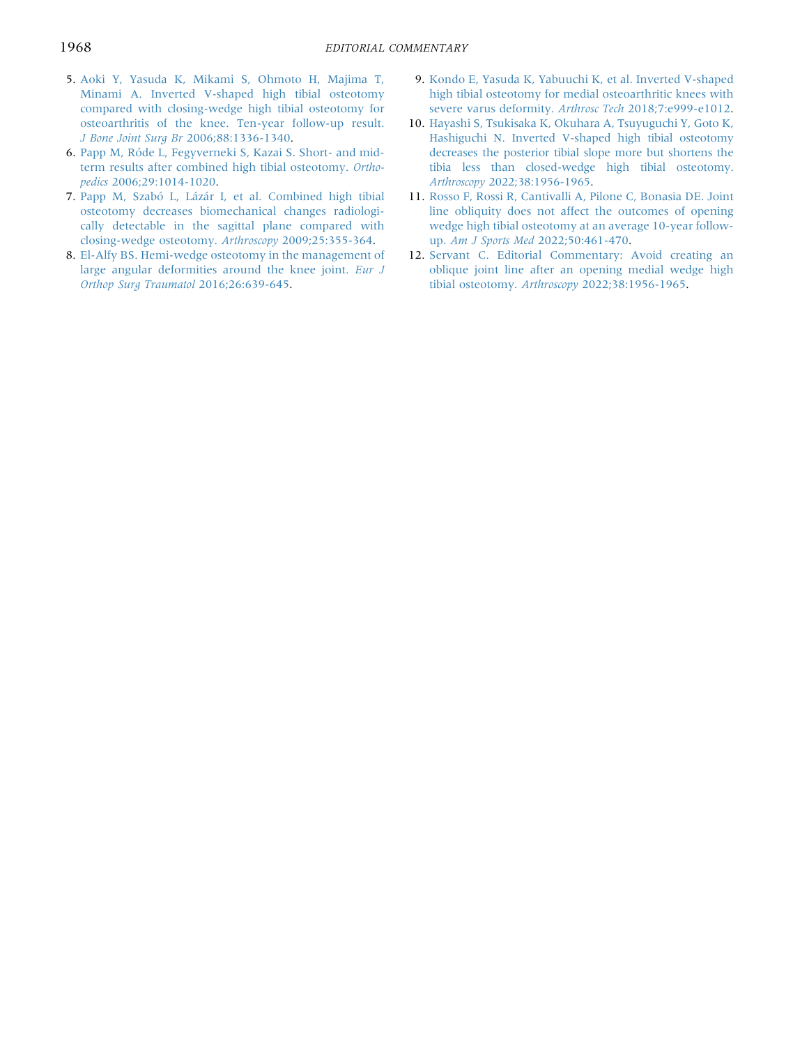5. Aoki Y, Yasuda K, Mikami S, Ohmoto H, Majima T, Minami A. Inverted V-shaped high tibial osteotomy compared with closing-wedge high tibial osteotomy for osteoarthritis of the knee. Ten-year follow-up result. *J Bone Joint Surg Br* 2006;88:1336-1340.
6. Papp M, Róde L, Fegyverneki S, Kazai S. Short- and mid-term results after combined high tibial osteotomy. *Orthopedics* 2006;29:1014-1020.
7. Papp M, Szabó L, Lázár I, et al. Combined high tibial osteotomy decreases biomechanical changes radiologically detectable in the sagittal plane compared with closing-wedge osteotomy. *Arthroscopy* 2009;25:355-364.
8. El-Alfy BS. Hemi-wedge osteotomy in the management of large angular deformities around the knee joint. *Eur J Orthop Surg Traumatol* 2016;26:639-645.
9. Kondo E, Yasuda K, Yabuuchi K, et al. Inverted V-shaped high tibial osteotomy for medial osteoarthritic knees with severe varus deformity. *Arthrosc Tech* 2018;7:e999-e1012.
10. Hayashi S, Tsukisaka K, Okuhara A, Tsuyuguchi Y, Goto K, Hashiguchi N. Inverted V-shaped high tibial osteotomy decreases the posterior tibial slope more but shortens the tibia less than closed-wedge high tibial osteotomy. *Arthroscopy* 2022;38:1956-1965.
11. Rosso F, Rossi R, Cantivalli A, Pilone C, Bonasia DE. Joint line obliquity does not affect the outcomes of opening wedge high tibial osteotomy at an average 10-year follow-up. *Am J Sports Med* 2022;50:461-470.
12. Servant C. Editorial Commentary: Avoid creating an oblique joint line after an opening medial wedge high tibial osteotomy. *Arthroscopy* 2022;38:1956-1965.